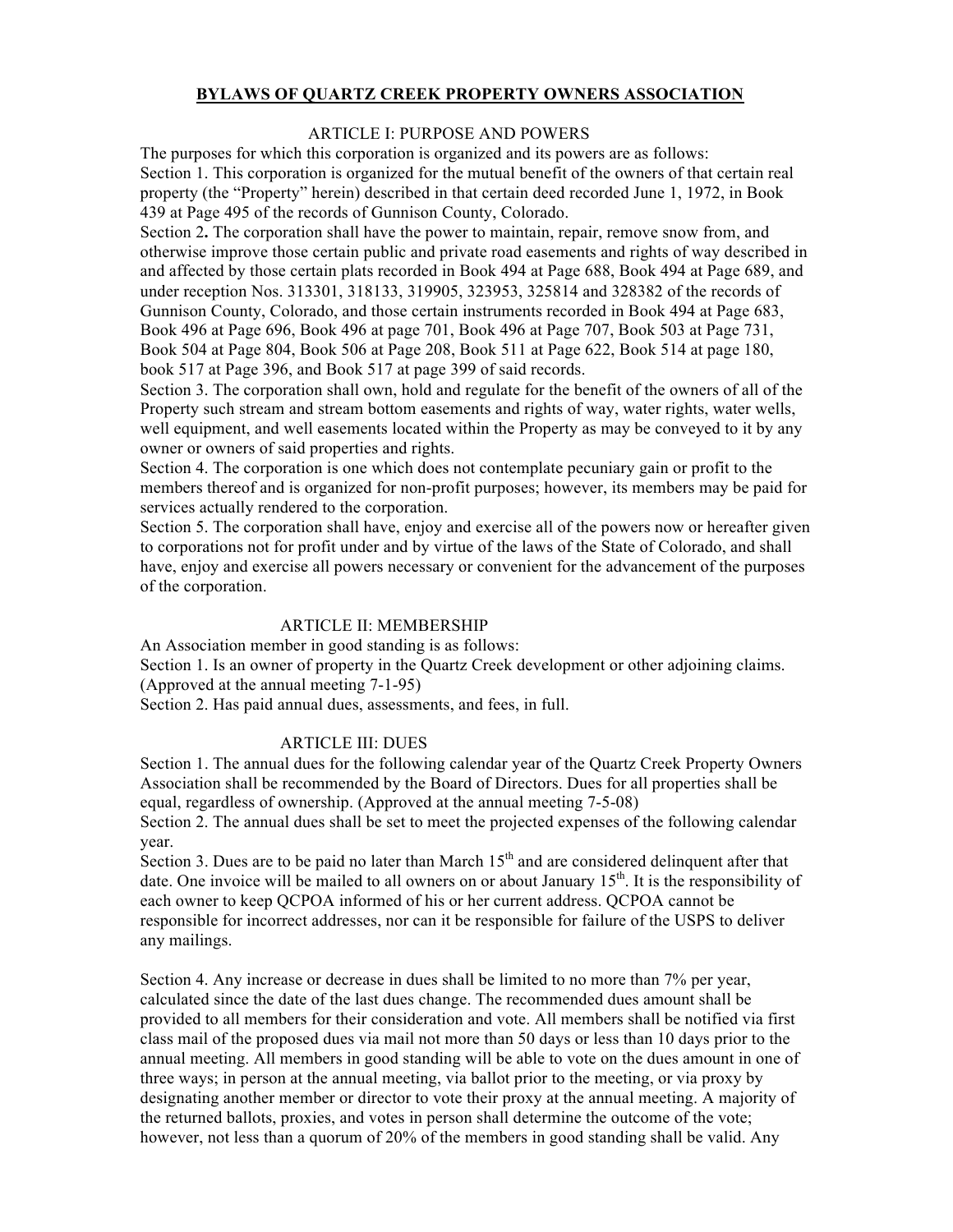# BYLAWS OF QUARTZ CREEK PROPERTY OWNERS ASSOCIATION

## ARTICLE I: PURPOSE AND POWERS

The purposes for which this corporation is organized and its powers are as follows:

Section 1. This corporation is organized for the mutual benefit of the owners of that certain real property (the "Property" herein) described in that certain deed recorded June 1, 1972, in Book 439 at Page 495 of the records of Gunnison County, Colorado.

Section 2**.** The corporation shall have the power to maintain, repair, remove snow from, and otherwise improve those certain public and private road easements and rights of way described in and affected by those certain plats recorded in Book 494 at Page 688, Book 494 at Page 689, and under reception Nos. 313301, 318133, 319905, 323953, 325814 and 328382 of the records of Gunnison County, Colorado, and those certain instruments recorded in Book 494 at Page 683, Book 496 at Page 696, Book 496 at page 701, Book 496 at Page 707, Book 503 at Page 731, Book 504 at Page 804, Book 506 at Page 208, Book 511 at Page 622, Book 514 at page 180, book 517 at Page 396, and Book 517 at page 399 of said records.

Section 3. The corporation shall own, hold and regulate for the benefit of the owners of all of the Property such stream and stream bottom easements and rights of way, water rights, water wells, well equipment, and well easements located within the Property as may be conveyed to it by any owner or owners of said properties and rights.

Section 4. The corporation is one which does not contemplate pecuniary gain or profit to the members thereof and is organized for non-profit purposes; however, its members may be paid for services actually rendered to the corporation.

Section 5. The corporation shall have, enjoy and exercise all of the powers now or hereafter given to corporations not for profit under and by virtue of the laws of the State of Colorado, and shall have, enjoy and exercise all powers necessary or convenient for the advancement of the purposes of the corporation.

## ARTICLE II: MEMBERSHIP

An Association member in good standing is as follows:

Section 1. Is an owner of property in the Quartz Creek development or other adjoining claims. (Approved at the annual meeting 7-1-95)

Section 2. Has paid annual dues, assessments, and fees, in full.

## ARTICLE III: DUES

Section 1. The annual dues for the following calendar year of the Quartz Creek Property Owners Association shall be recommended by the Board of Directors. Dues for all properties shall be equal, regardless of ownership. (Approved at the annual meeting 7-5-08)

Section 2. The annual dues shall be set to meet the projected expenses of the following calendar year.

Section 3. Dues are to be paid no later than March 15th and are considered delinquent after that date. One invoice will be mailed to all owners on or about January 15th. It is the responsibility of each owner to keep QCPOA informed of his or her current address. QCPOA cannot be responsible for incorrect addresses, nor can it be responsible for failure of the USPS to deliver any mailings.

Section 4. Any increase or decrease in dues shall be limited to no more than 7% per year, calculated since the date of the last dues change. The recommended dues amount shall be provided to all members for their consideration and vote. All members shall be notified via first class mail of the proposed dues via mail not more than 50 days or less than 10 days prior to the annual meeting. All members in good standing will be able to vote on the dues amount in one of three ways; in person at the annual meeting, via ballot prior to the meeting, or via proxy by designating another member or director to vote their proxy at the annual meeting. A majority of the returned ballots, proxies, and votes in person shall determine the outcome of the vote; however, not less than a quorum of 20% of the members in good standing shall be valid. Any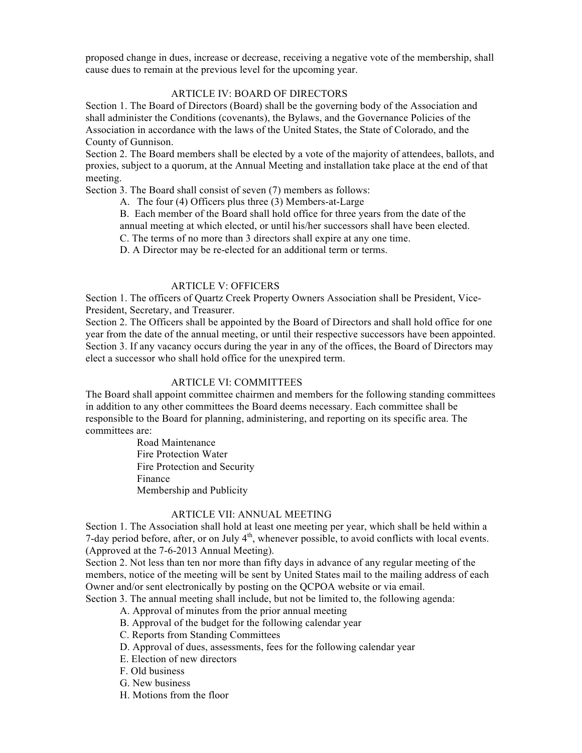proposed change in dues, increase or decrease, receiving a negative vote of the membership, shall cause dues to remain at the previous level for the upcoming year.

## ARTICLE IV: BOARD OF DIRECTORS

Section 1. The Board of Directors (Board) shall be the governing body of the Association and shall administer the Conditions (covenants), the Bylaws, and the Governance Policies of the Association in accordance with the laws of the United States, the State of Colorado, and the County of Gunnison.

Section 2. The Board members shall be elected by a vote of the majority of attendees, ballots, and proxies, subject to a quorum, at the Annual Meeting and installation take place at the end of that meeting.

Section 3. The Board shall consist of seven (7) members as follows:

A. The four (4) Officers plus three (3) Members-at-Large

B. Each member of the Board shall hold office for three years from the date of the annual meeting at which elected, or until his/her successors shall have been elected.

C. The terms of no more than 3 directors shall expire at any one time.

D. A Director may be re-elected for an additional term or terms.

## ARTICLE V: OFFICERS

Section 1. The officers of Quartz Creek Property Owners Association shall be President, Vice-President, Secretary, and Treasurer.

Section 2. The Officers shall be appointed by the Board of Directors and shall hold office for one year from the date of the annual meeting, or until their respective successors have been appointed.

Section 3. If any vacancy occurs during the year in any of the offices, the Board of Directors may elect a successor who shall hold office for the unexpired term.

## ARTICLE VI: COMMITTEES

The Board shall appoint committee chairmen and members for the following standing committees in addition to any other committees the Board deems necessary. Each committee shall be responsible to the Board for planning, administering, and reporting on its specific area. The committees are:

- Road Maintenance
- Fire Protection Water
- Fire Protection and Security
- Finance
- Membership and Publicity

## ARTICLE VII: ANNUAL MEETING

Section 1. The Association shall hold at least one meeting per year, which shall be held within a 7-day period before, after, or on July 4th, whenever possible, to avoid conflicts with local events. (Approved at the 7-6-2013 Annual Meeting).

Section 2. Not less than ten nor more than fifty days in advance of any regular meeting of the members, notice of the meeting will be sent by United States mail to the mailing address of each Owner and/or sent electronically by posting on the QCPOA website or via email.

Section 3. The annual meeting shall include, but not be limited to, the following agenda:

A. Approval of minutes from the prior annual meeting

B. Approval of the budget for the following calendar year

C. Reports from Standing Committees

D. Approval of dues, assessments, fees for the following calendar year

E. Election of new directors

F. Old business

G. New business

H. Motions from the floor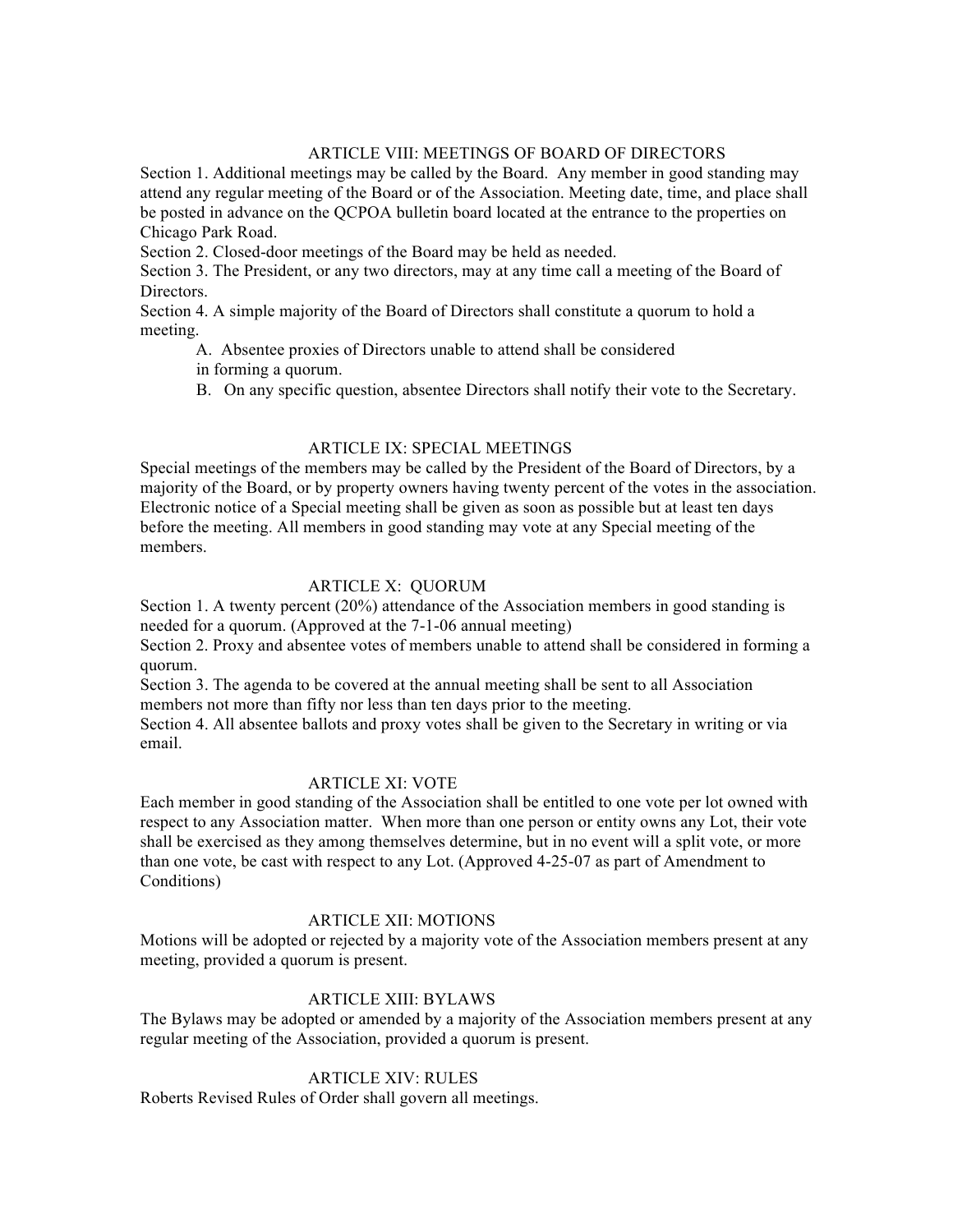## ARTICLE VIII: MEETINGS OF BOARD OF DIRECTORS

Section 1. Additional meetings may be called by the Board. Any member in good standing may attend any regular meeting of the Board or of the Association. Meeting date, time, and place shall be posted in advance on the QCPOA bulletin board located at the entrance to the properties on Chicago Park Road.

Section 2. Closed-door meetings of the Board may be held as needed.

Section 3. The President, or any two directors, may at any time call a meeting of the Board of Directors.

Section 4. A simple majority of the Board of Directors shall constitute a quorum to hold a meeting.

A. Absentee proxies of Directors unable to attend shall be considered in forming a quorum.

B. On any specific question, absentee Directors shall notify their vote to the Secretary.

## ARTICLE IX: SPECIAL MEETINGS

Special meetings of the members may be called by the President of the Board of Directors, by a majority of the Board, or by property owners having twenty percent of the votes in the association. Electronic notice of a Special meeting shall be given as soon as possible but at least ten days before the meeting. All members in good standing may vote at any Special meeting of the members.

## ARTICLE X: QUORUM

Section 1. A twenty percent (20%) attendance of the Association members in good standing is needed for a quorum. (Approved at the 7-1-06 annual meeting)

Section 2. Proxy and absentee votes of members unable to attend shall be considered in forming a quorum.

Section 3. The agenda to be covered at the annual meeting shall be sent to all Association members not more than fifty nor less than ten days prior to the meeting.

Section 4. All absentee ballots and proxy votes shall be given to the Secretary in writing or via email.

## ARTICLE XI: VOTE

Each member in good standing of the Association shall be entitled to one vote per lot owned with respect to any Association matter. When more than one person or entity owns any Lot, their vote shall be exercised as they among themselves determine, but in no event will a split vote, or more than one vote, be cast with respect to any Lot. (Approved 4-25-07 as part of Amendment to Conditions)

## ARTICLE XII: MOTIONS

Motions will be adopted or rejected by a majority vote of the Association members present at any meeting, provided a quorum is present.

## ARTICLE XIII: BYLAWS

The Bylaws may be adopted or amended by a majority of the Association members present at any regular meeting of the Association, provided a quorum is present.

## ARTICLE XIV: RULES

Roberts Revised Rules of Order shall govern all meetings.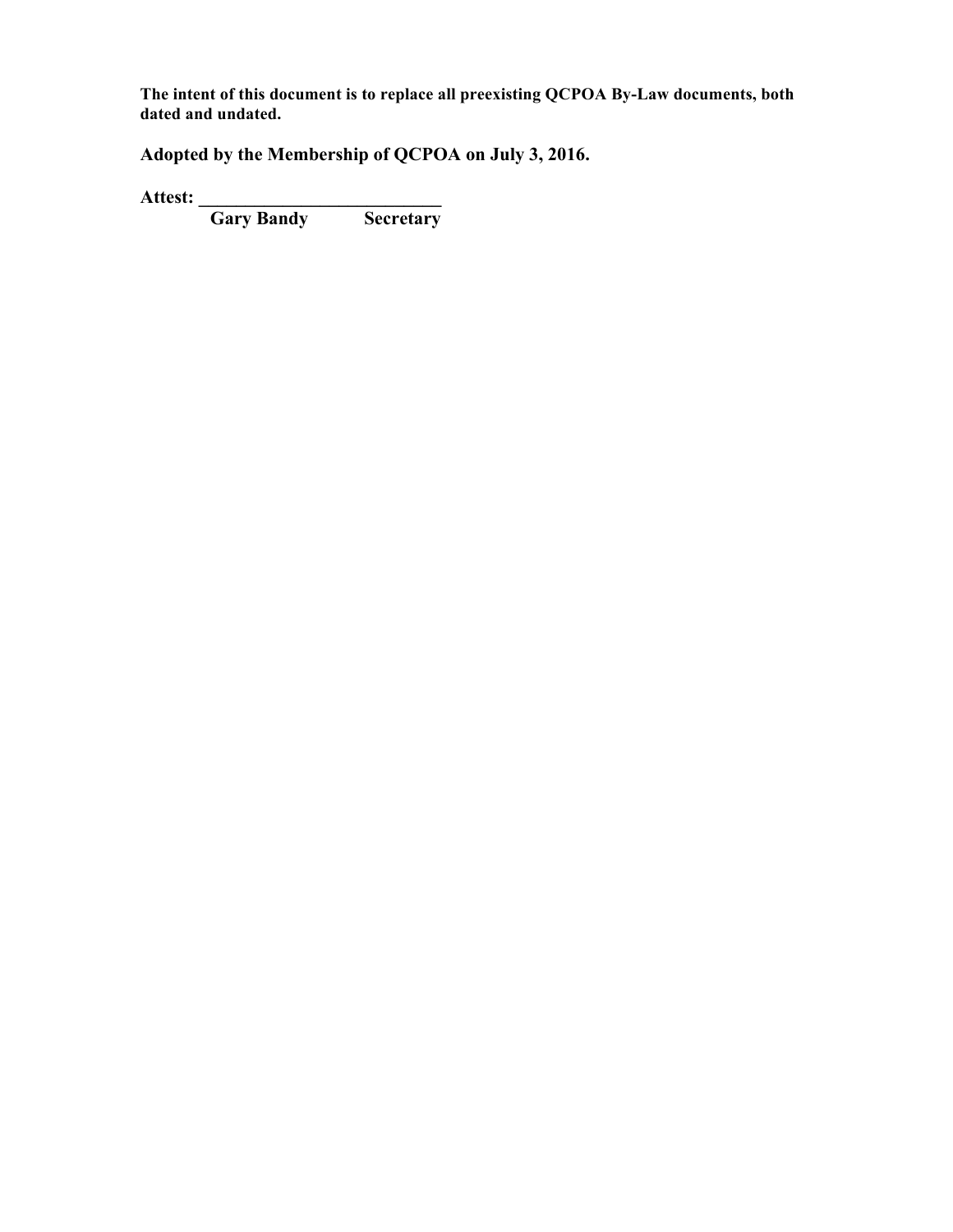**The intent of this document is to replace all preexisting QCPOA By-Law documents, both dated and undated.**

**Adopted by the Membership of QCPOA on July 3, 2016.**

**Attest: ___________________________**
**Gary Bandy Secretary**